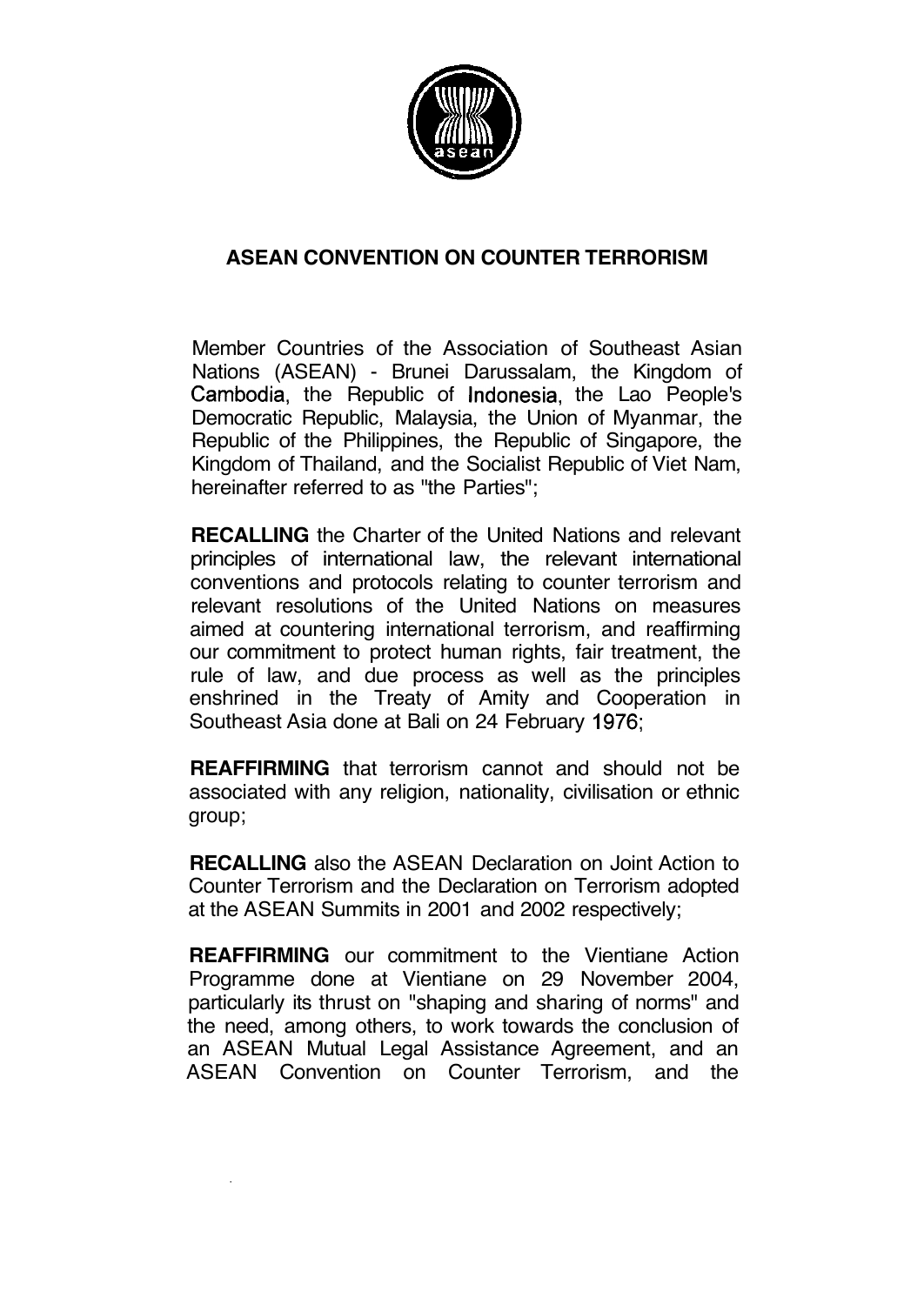# ASEAN CONVENTION ON COUNTER TERRORISM

Member Countries of the Association of Southeast Asian Nations (ASEAN) - Brunei Darussalam, the Kingdom of Cambodia, the Republic of Indonesia, the Lao People's Democratic Republic, Malaysia, the Union of Myanmar, the Republic of the Philippines, the Republic of Singapore, the Kingdom of Thailand, and the Socialist Republic of Viet Nam, hereinafter referred to as "the Parties";

**RECALLING** the Charter of the United Nations and relevant principles of international law, the relevant international conventions and protocols relating to counter terrorism and relevant resolutions of the United Nations on measures aimed at countering international terrorism, and reaffirming our commitment to protect human rights, fair treatment, the rule of law, and due process as well as the principles enshrined in the Treaty of Amity and Cooperation in Southeast Asia done at Bali on 24 February 1976;

**REAFFIRMING** that terrorism cannot and should not be associated with any religion, nationality, civilisation or ethnic group;

**RECALLING** also the ASEAN Declaration on Joint Action to Counter Terrorism and the Declaration on Terrorism adopted at the ASEAN Summits in 2001 and 2002 respectively;

**REAFFIRMING** our commitment to the Vientiane Action Programme done at Vientiane on 29 November 2004, particularly its thrust on "shaping and sharing of norms" and the need, among others, to work towards the conclusion of an ASEAN Mutual Legal Assistance Agreement, and an ASEAN Convention on Counter Terrorism, and the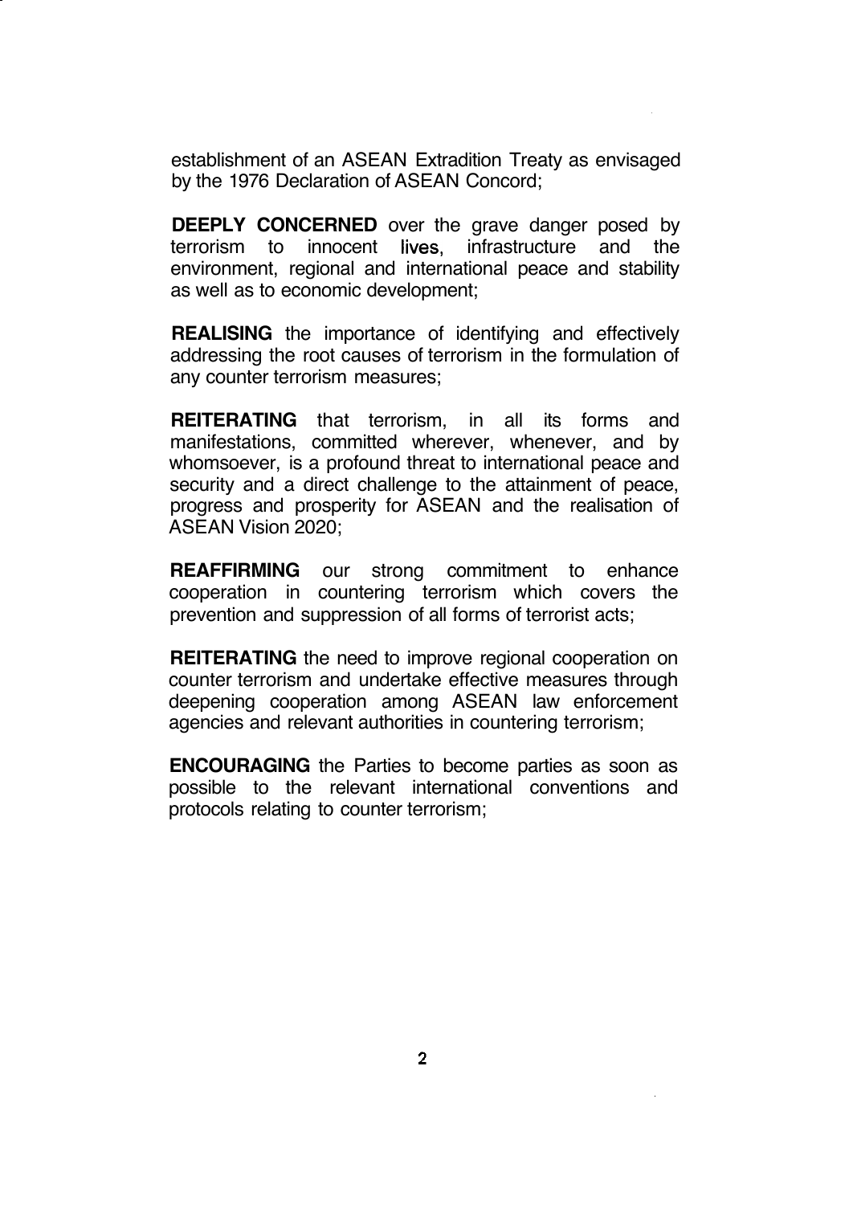establishment of an ASEAN Extradition Treaty as envisaged by the 1976 Declaration of ASEAN Concord;

**DEEPLY CONCERNED** over the grave danger posed by terrorism to innocent lives, infrastructure and the environment, regional and international peace and stability as well as to economic development;

**REALISING** the importance of identifying and effectively addressing the root causes of terrorism in the formulation of any counter terrorism measures;

**REITERATING** that terrorism, in all its forms and manifestations, committed wherever, whenever, and by whomsoever, is a profound threat to international peace and security and a direct challenge to the attainment of peace, progress and prosperity for ASEAN and the realisation of ASEAN Vision 2020;

**REAFFIRMING** our strong commitment to enhance cooperation in countering terrorism which covers the prevention and suppression of all forms of terrorist acts;

**REITERATING** the need to improve regional cooperation on counter terrorism and undertake effective measures through deepening cooperation among ASEAN law enforcement agencies and relevant authorities in countering terrorism;

**ENCOURAGING** the Parties to become parties as soon as possible to the relevant international conventions and protocols relating to counter terrorism;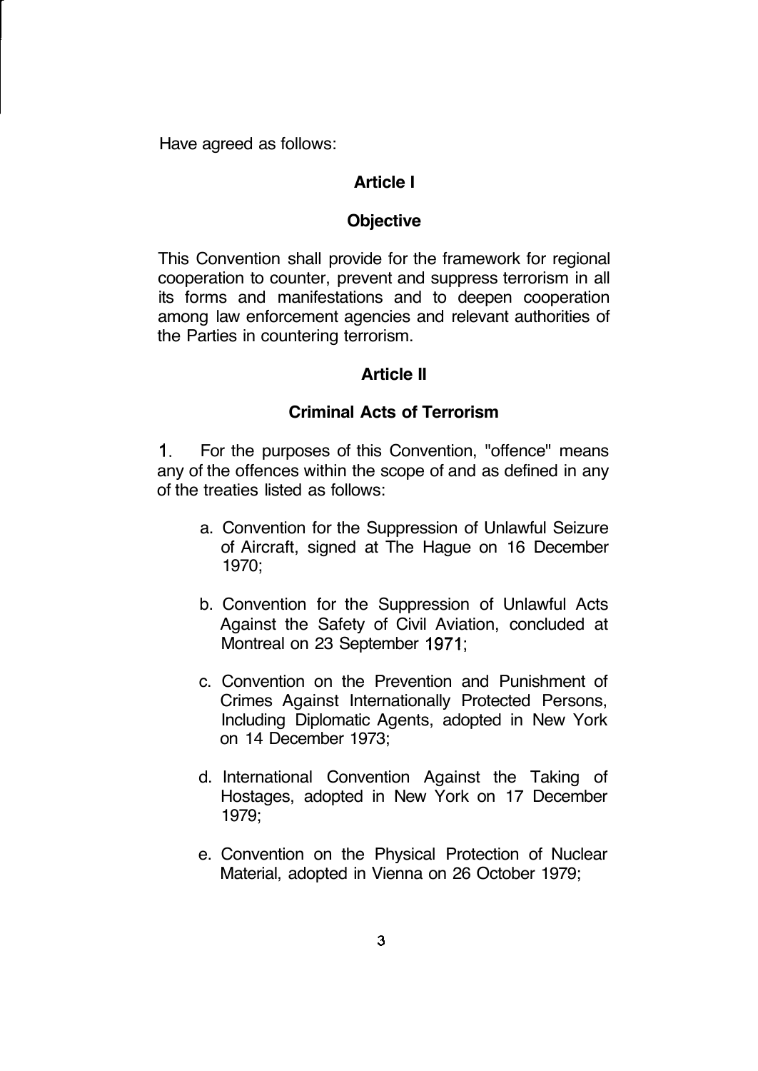Have agreed as follows:

## Article I

## Objective

This Convention shall provide for the framework for regional cooperation to counter, prevent and suppress terrorism in all its forms and manifestations and to deepen cooperation among law enforcement agencies and relevant authorities of the Parties in countering terrorism.

## Article II

## Criminal Acts of Terrorism

1. For the purposes of this Convention, "offence" means any of the offences within the scope of and as defined in any of the treaties listed as follows:

   a. Convention for the Suppression of Unlawful Seizure of Aircraft, signed at The Hague on 16 December 1970;

   b. Convention for the Suppression of Unlawful Acts Against the Safety of Civil Aviation, concluded at Montreal on 23 September 1971;

   c. Convention on the Prevention and Punishment of Crimes Against Internationally Protected Persons, Including Diplomatic Agents, adopted in New York on 14 December 1973;

   d. International Convention Against the Taking of Hostages, adopted in New York on 17 December 1979;

   e. Convention on the Physical Protection of Nuclear Material, adopted in Vienna on 26 October 1979;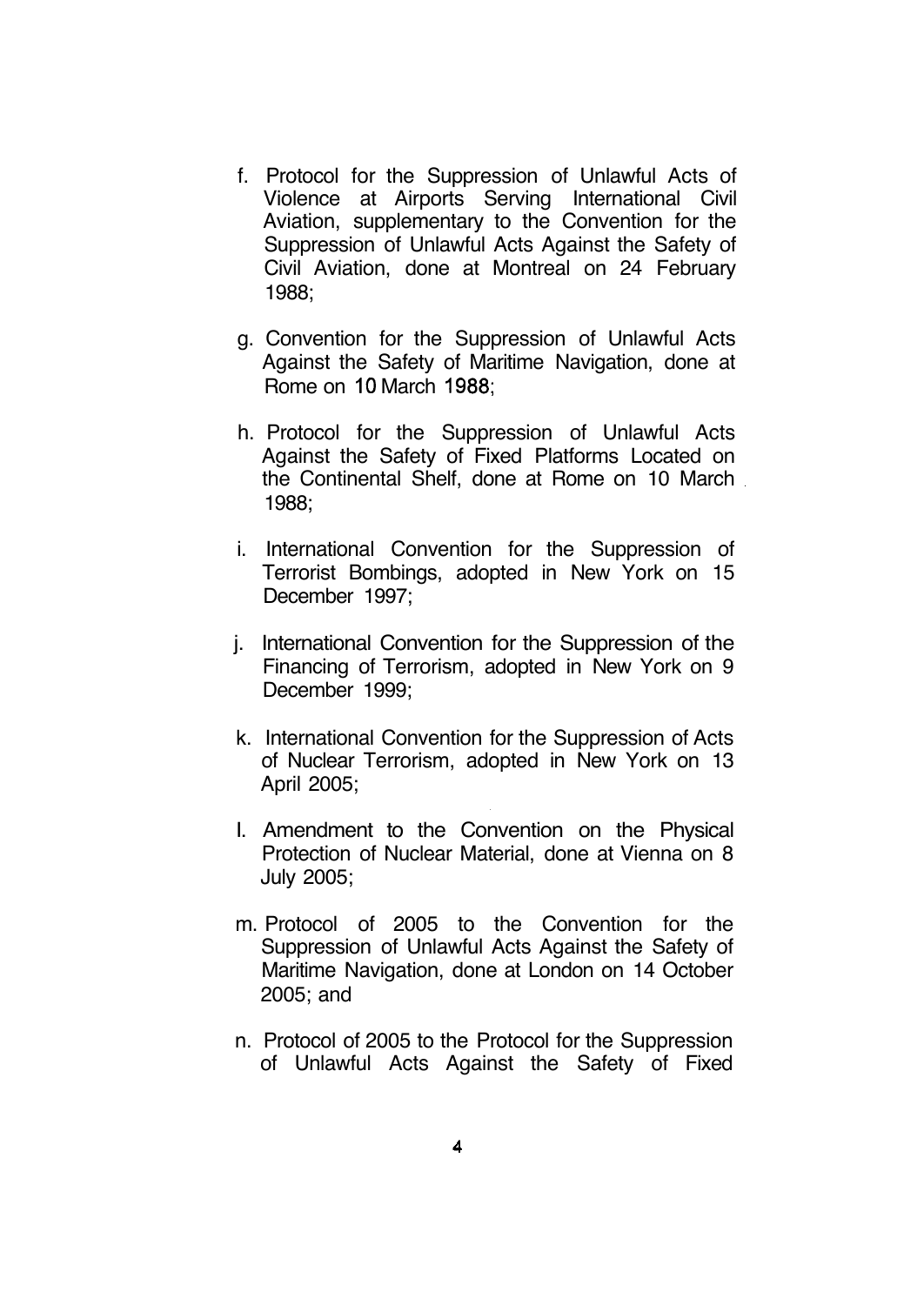f. Protocol for the Suppression of Unlawful Acts of Violence at Airports Serving International Civil Aviation, supplementary to the Convention for the Suppression of Unlawful Acts Against the Safety of Civil Aviation, done at Montreal on 24 February 1988;

g. Convention for the Suppression of Unlawful Acts Against the Safety of Maritime Navigation, done at Rome on 10 March 1988;

h. Protocol for the Suppression of Unlawful Acts Against the Safety of Fixed Platforms Located on the Continental Shelf, done at Rome on 10 March 1988;

i. International Convention for the Suppression of Terrorist Bombings, adopted in New York on 15 December 1997;

j. International Convention for the Suppression of the Financing of Terrorism, adopted in New York on 9 December 1999;

k. International Convention for the Suppression of Acts of Nuclear Terrorism, adopted in New York on 13 April 2005;

l. Amendment to the Convention on the Physical Protection of Nuclear Material, done at Vienna on 8 July 2005;

m. Protocol of 2005 to the Convention for the Suppression of Unlawful Acts Against the Safety of Maritime Navigation, done at London on 14 October 2005; and

n. Protocol of 2005 to the Protocol for the Suppression of Unlawful Acts Against the Safety of Fixed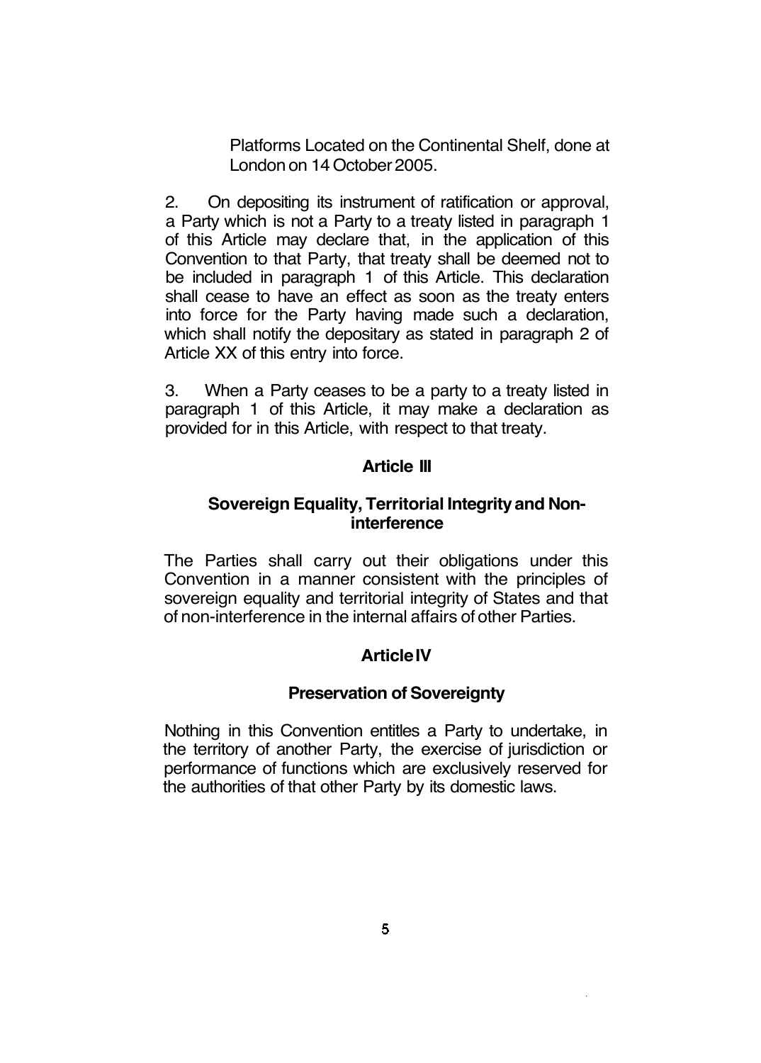Platforms Located on the Continental Shelf, done at London on 14 October 2005.

2. On depositing its instrument of ratification or approval, a Party which is not a Party to a treaty listed in paragraph 1 of this Article may declare that, in the application of this Convention to that Party, that treaty shall be deemed not to be included in paragraph 1 of this Article. This declaration shall cease to have an effect as soon as the treaty enters into force for the Party having made such a declaration, which shall notify the depositary as stated in paragraph 2 of Article XX of this entry into force.

3. When a Party ceases to be a party to a treaty listed in paragraph 1 of this Article, it may make a declaration as provided for in this Article, with respect to that treaty.

## Article III

### Sovereign Equality, Territorial Integrity and Non-interference

The Parties shall carry out their obligations under this Convention in a manner consistent with the principles of sovereign equality and territorial integrity of States and that of non-interference in the internal affairs of other Parties.

## Article IV

### Preservation of Sovereignty

Nothing in this Convention entitles a Party to undertake, in the territory of another Party, the exercise of jurisdiction or performance of functions which are exclusively reserved for the authorities of that other Party by its domestic laws.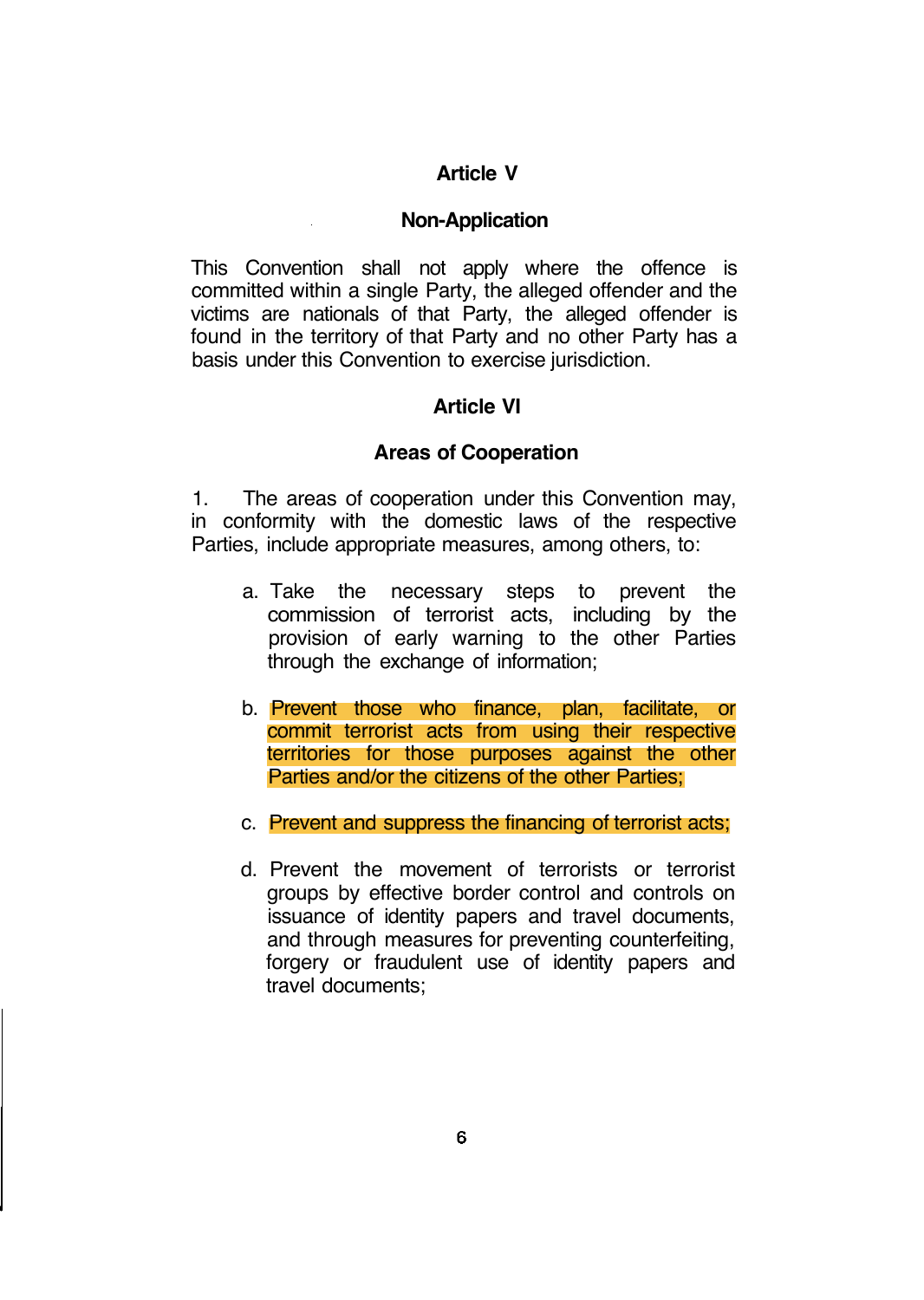## Article V

### Non-Application

This Convention shall not apply where the offence is committed within a single Party, the alleged offender and the victims are nationals of that Party, the alleged offender is found in the territory of that Party and no other Party has a basis under this Convention to exercise jurisdiction.

## Article VI

### Areas of Cooperation

1. The areas of cooperation under this Convention may, in conformity with the domestic laws of the respective Parties, include appropriate measures, among others, to:

   a. Take the necessary steps to prevent the commission of terrorist acts, including by the provision of early warning to the other Parties through the exchange of information;

   b. Prevent those who finance, plan, facilitate, or commit terrorist acts from using their respective territories for those purposes against the other Parties and/or the citizens of the other Parties;

   c. Prevent and suppress the financing of terrorist acts;

   d. Prevent the movement of terrorists or terrorist groups by effective border control and controls on issuance of identity papers and travel documents, and through measures for preventing counterfeiting, forgery or fraudulent use of identity papers and travel documents;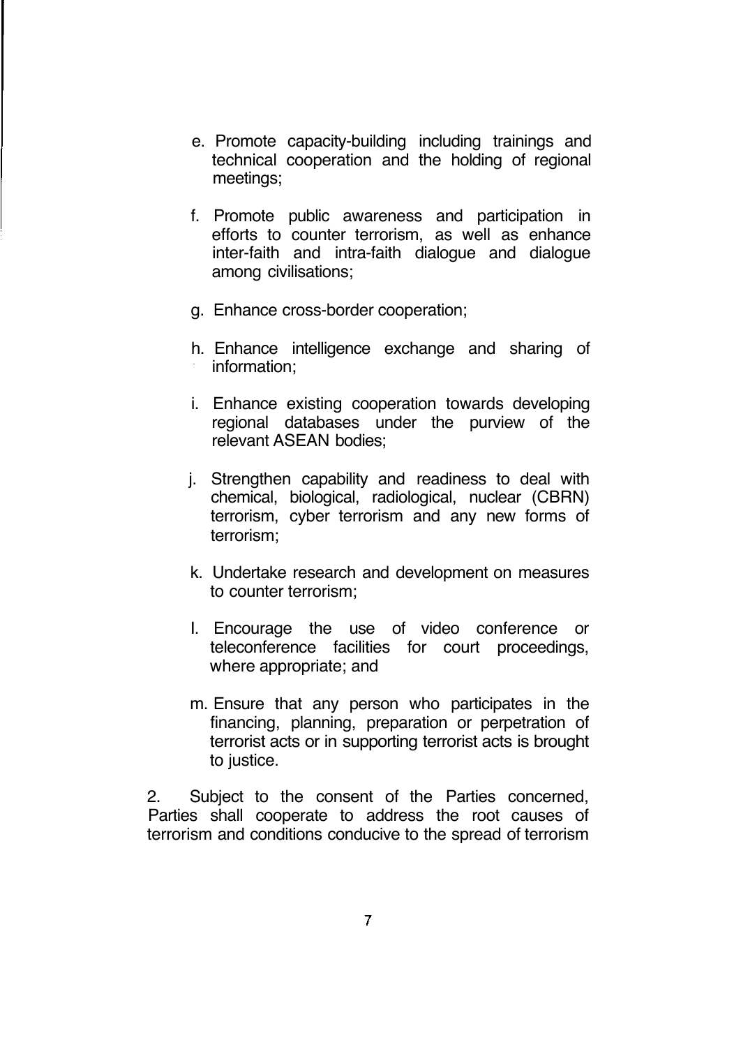e. Promote capacity-building including trainings and technical cooperation and the holding of regional meetings;

f. Promote public awareness and participation in efforts to counter terrorism, as well as enhance inter-faith and intra-faith dialogue and dialogue among civilisations;

g. Enhance cross-border cooperation;

h. Enhance intelligence exchange and sharing of information;

i. Enhance existing cooperation towards developing regional databases under the purview of the relevant ASEAN bodies;

j. Strengthen capability and readiness to deal with chemical, biological, radiological, nuclear (CBRN) terrorism, cyber terrorism and any new forms of terrorism;

k. Undertake research and development on measures to counter terrorism;

l. Encourage the use of video conference or teleconference facilities for court proceedings, where appropriate; and

m. Ensure that any person who participates in the financing, planning, preparation or perpetration of terrorist acts or in supporting terrorist acts is brought to justice.

2. Subject to the consent of the Parties concerned, Parties shall cooperate to address the root causes of terrorism and conditions conducive to the spread of terrorism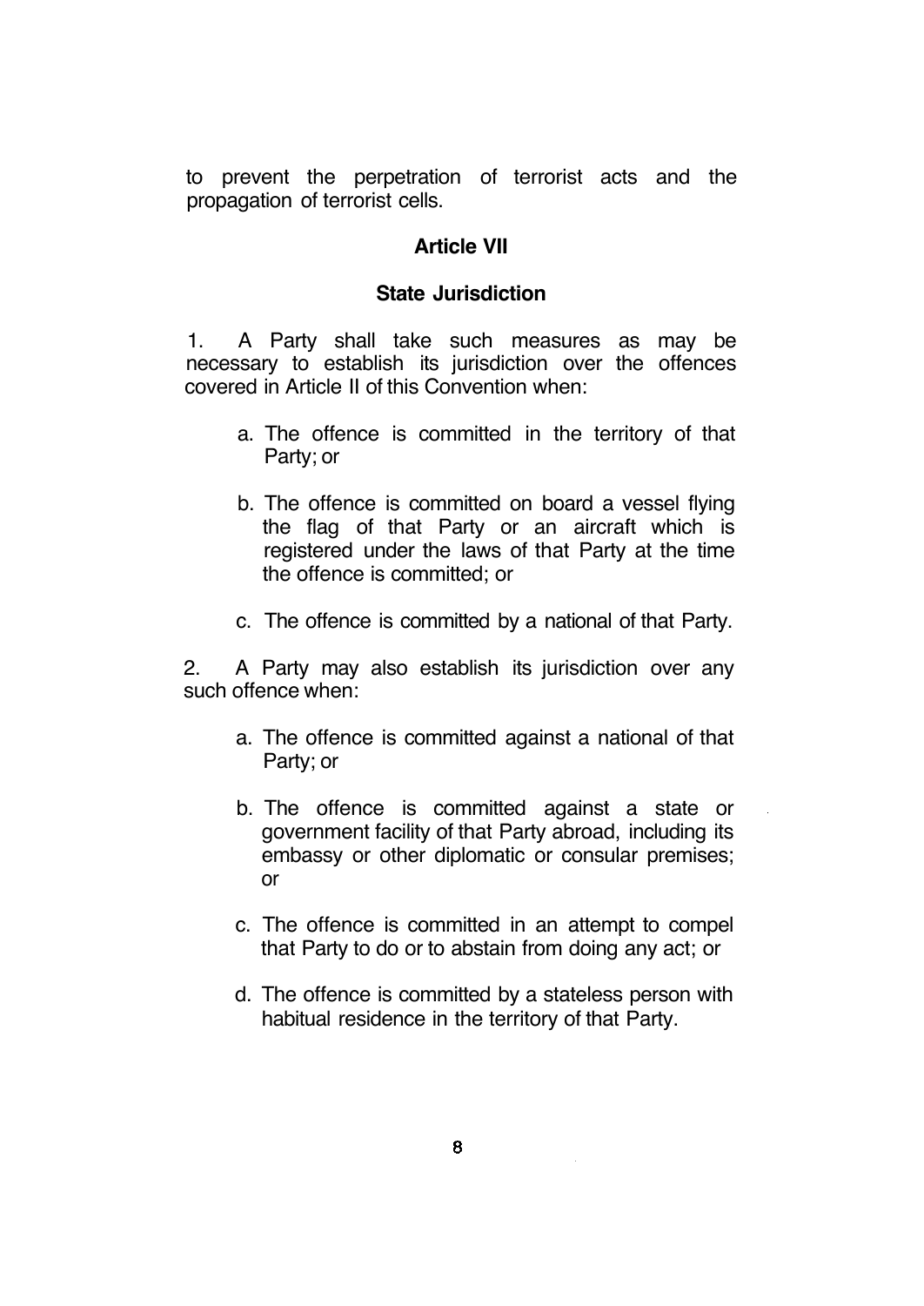to prevent the perpetration of terrorist acts and the propagation of terrorist cells.

## Article VII

### State Jurisdiction

1. A Party shall take such measures as may be necessary to establish its jurisdiction over the offences covered in Article II of this Convention when:

   a. The offence is committed in the territory of that Party; or

   b. The offence is committed on board a vessel flying the flag of that Party or an aircraft which is registered under the laws of that Party at the time the offence is committed; or

   c. The offence is committed by a national of that Party.

2. A Party may also establish its jurisdiction over any such offence when:

   a. The offence is committed against a national of that Party; or

   b. The offence is committed against a state or government facility of that Party abroad, including its embassy or other diplomatic or consular premises; or

   c. The offence is committed in an attempt to compel that Party to do or to abstain from doing any act; or

   d. The offence is committed by a stateless person with habitual residence in the territory of that Party.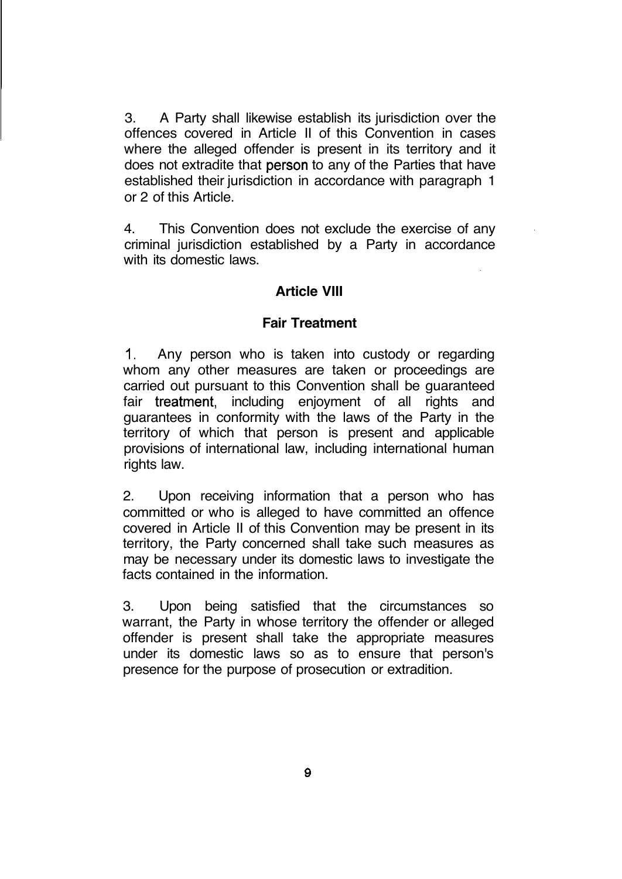3. A Party shall likewise establish its jurisdiction over the offences covered in Article II of this Convention in cases where the alleged offender is present in its territory and it does not extradite that person to any of the Parties that have established their jurisdiction in accordance with paragraph 1 or 2 of this Article.

4. This Convention does not exclude the exercise of any criminal jurisdiction established by a Party in accordance with its domestic laws.

**Article VIII**

**Fair Treatment**

1. Any person who is taken into custody or regarding whom any other measures are taken or proceedings are carried out pursuant to this Convention shall be guaranteed fair treatment, including enjoyment of all rights and guarantees in conformity with the laws of the Party in the territory of which that person is present and applicable provisions of international law, including international human rights law.

2. Upon receiving information that a person who has committed or who is alleged to have committed an offence covered in Article II of this Convention may be present in its territory, the Party concerned shall take such measures as may be necessary under its domestic laws to investigate the facts contained in the information.

3. Upon being satisfied that the circumstances so warrant, the Party in whose territory the offender or alleged offender is present shall take the appropriate measures under its domestic laws so as to ensure that person's presence for the purpose of prosecution or extradition.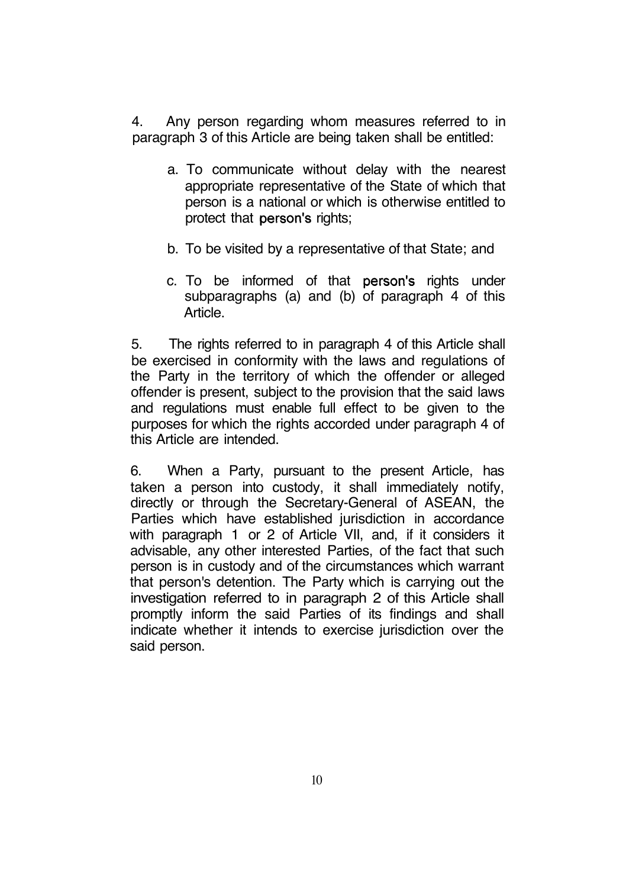4. Any person regarding whom measures referred to in paragraph 3 of this Article are being taken shall be entitled:

   a. To communicate without delay with the nearest appropriate representative of the State of which that person is a national or which is otherwise entitled to protect that person's rights;

   b. To be visited by a representative of that State; and

   c. To be informed of that person's rights under subparagraphs (a) and (b) of paragraph 4 of this Article.

5. The rights referred to in paragraph 4 of this Article shall be exercised in conformity with the laws and regulations of the Party in the territory of which the offender or alleged offender is present, subject to the provision that the said laws and regulations must enable full effect to be given to the purposes for which the rights accorded under paragraph 4 of this Article are intended.

6. When a Party, pursuant to the present Article, has taken a person into custody, it shall immediately notify, directly or through the Secretary-General of ASEAN, the Parties which have established jurisdiction in accordance with paragraph 1 or 2 of Article VII, and, if it considers it advisable, any other interested Parties, of the fact that such person is in custody and of the circumstances which warrant that person's detention. The Party which is carrying out the investigation referred to in paragraph 2 of this Article shall promptly inform the said Parties of its findings and shall indicate whether it intends to exercise jurisdiction over the said person.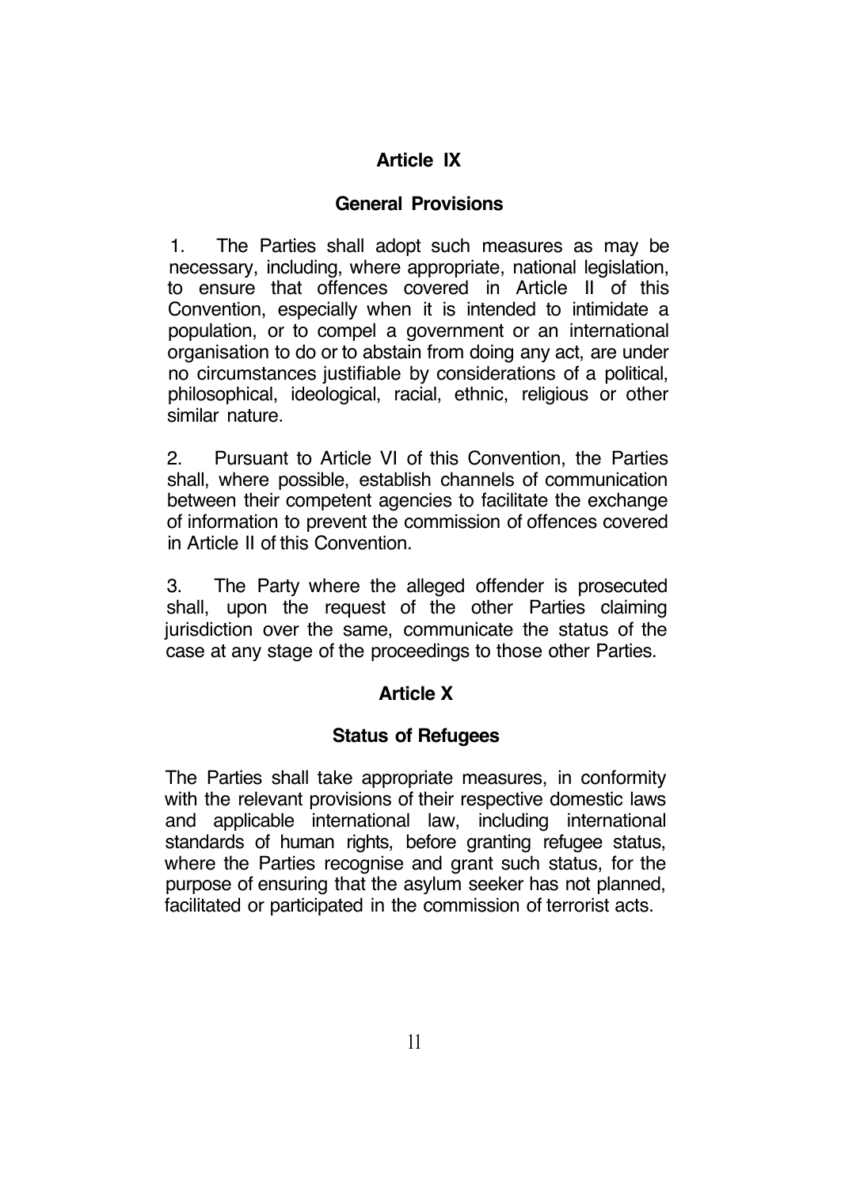## Article IX

### General Provisions

1. The Parties shall adopt such measures as may be necessary, including, where appropriate, national legislation, to ensure that offences covered in Article II of this Convention, especially when it is intended to intimidate a population, or to compel a government or an international organisation to do or to abstain from doing any act, are under no circumstances justifiable by considerations of a political, philosophical, ideological, racial, ethnic, religious or other similar nature.

2. Pursuant to Article VI of this Convention, the Parties shall, where possible, establish channels of communication between their competent agencies to facilitate the exchange of information to prevent the commission of offences covered in Article II of this Convention.

3. The Party where the alleged offender is prosecuted shall, upon the request of the other Parties claiming jurisdiction over the same, communicate the status of the case at any stage of the proceedings to those other Parties.

## Article X

### Status of Refugees

The Parties shall take appropriate measures, in conformity with the relevant provisions of their respective domestic laws and applicable international law, including international standards of human rights, before granting refugee status, where the Parties recognise and grant such status, for the purpose of ensuring that the asylum seeker has not planned, facilitated or participated in the commission of terrorist acts.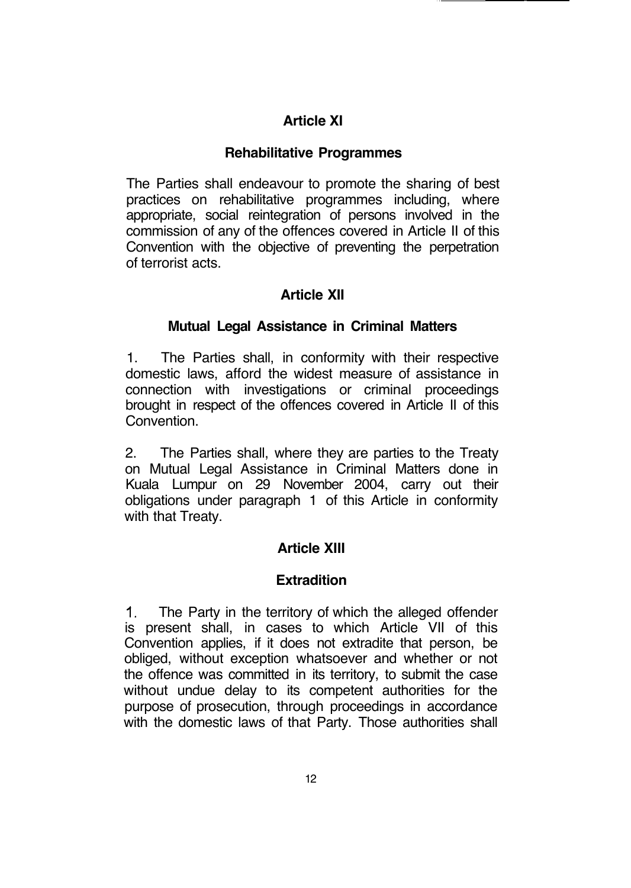## Article XI

### Rehabilitative Programmes

The Parties shall endeavour to promote the sharing of best practices on rehabilitative programmes including, where appropriate, social reintegration of persons involved in the commission of any of the offences covered in Article II of this Convention with the objective of preventing the perpetration of terrorist acts.

## Article XII

### Mutual Legal Assistance in Criminal Matters

1. The Parties shall, in conformity with their respective domestic laws, afford the widest measure of assistance in connection with investigations or criminal proceedings brought in respect of the offences covered in Article II of this Convention.

2. The Parties shall, where they are parties to the Treaty on Mutual Legal Assistance in Criminal Matters done in Kuala Lumpur on 29 November 2004, carry out their obligations under paragraph 1 of this Article in conformity with that Treaty.

## Article XIII

### Extradition

1. The Party in the territory of which the alleged offender is present shall, in cases to which Article VII of this Convention applies, if it does not extradite that person, be obliged, without exception whatsoever and whether or not the offence was committed in its territory, to submit the case without undue delay to its competent authorities for the purpose of prosecution, through proceedings in accordance with the domestic laws of that Party. Those authorities shall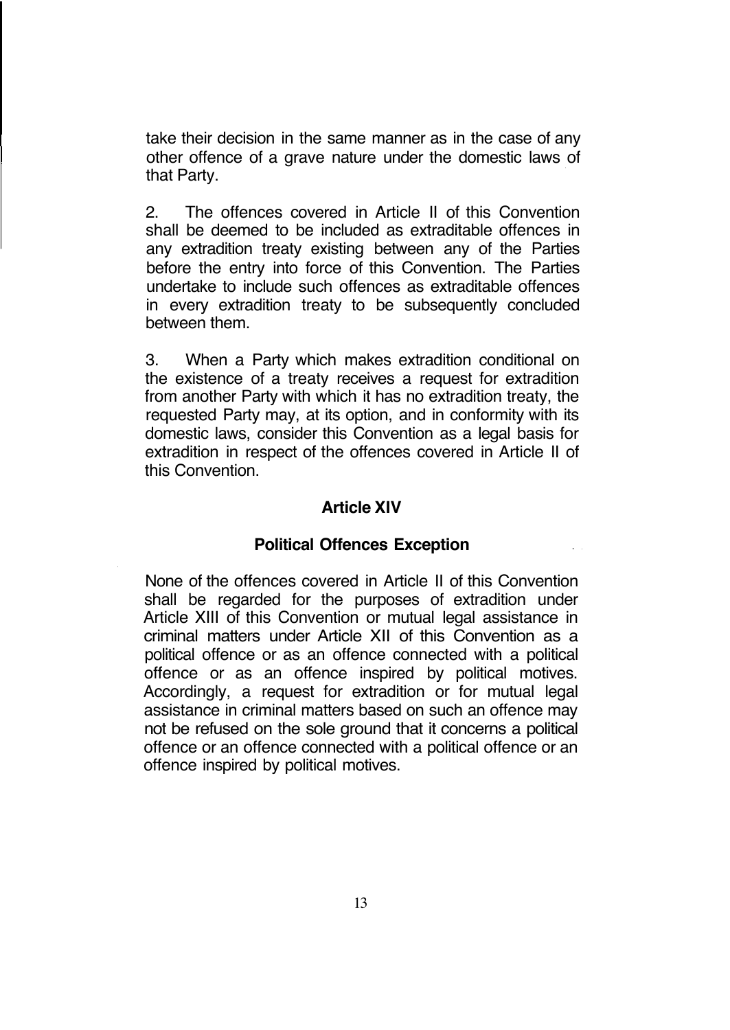take their decision in the same manner as in the case of any other offence of a grave nature under the domestic laws of that Party.

2. The offences covered in Article II of this Convention shall be deemed to be included as extraditable offences in any extradition treaty existing between any of the Parties before the entry into force of this Convention. The Parties undertake to include such offences as extraditable offences in every extradition treaty to be subsequently concluded between them.

3. When a Party which makes extradition conditional on the existence of a treaty receives a request for extradition from another Party with which it has no extradition treaty, the requested Party may, at its option, and in conformity with its domestic laws, consider this Convention as a legal basis for extradition in respect of the offences covered in Article II of this Convention.

## Article XIV

### Political Offences Exception

None of the offences covered in Article II of this Convention shall be regarded for the purposes of extradition under Article XIII of this Convention or mutual legal assistance in criminal matters under Article XII of this Convention as a political offence or as an offence connected with a political offence or as an offence inspired by political motives. Accordingly, a request for extradition or for mutual legal assistance in criminal matters based on such an offence may not be refused on the sole ground that it concerns a political offence or an offence connected with a political offence or an offence inspired by political motives.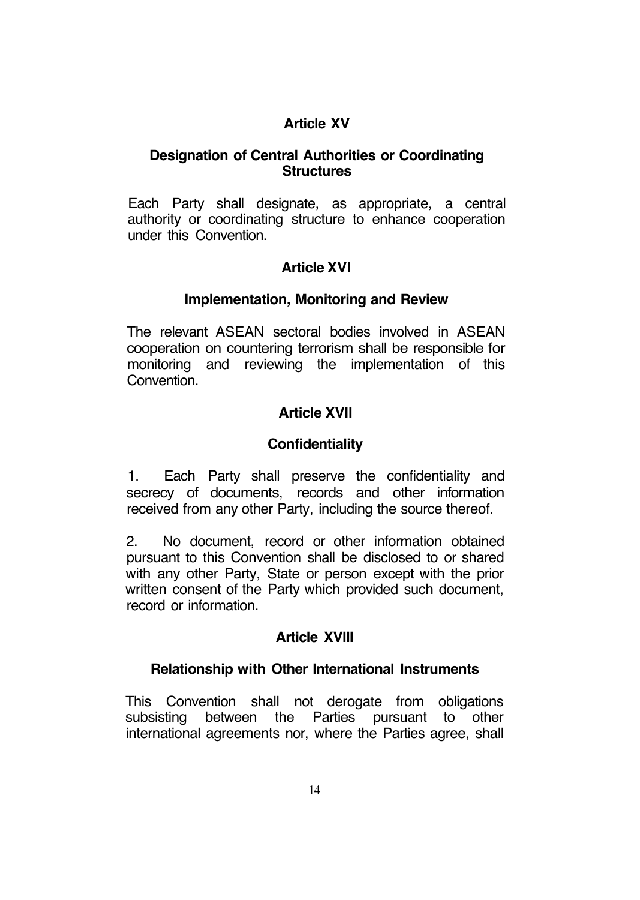## Article XV

### Designation of Central Authorities or Coordinating Structures

Each Party shall designate, as appropriate, a central authority or coordinating structure to enhance cooperation under this Convention.

## Article XVI

### Implementation, Monitoring and Review

The relevant ASEAN sectoral bodies involved in ASEAN cooperation on countering terrorism shall be responsible for monitoring and reviewing the implementation of this Convention.

## Article XVII

### Confidentiality

1. Each Party shall preserve the confidentiality and secrecy of documents, records and other information received from any other Party, including the source thereof.

2. No document, record or other information obtained pursuant to this Convention shall be disclosed to or shared with any other Party, State or person except with the prior written consent of the Party which provided such document, record or information.

## Article XVIII

### Relationship with Other International Instruments

This Convention shall not derogate from obligations subsisting between the Parties pursuant to other international agreements nor, where the Parties agree, shall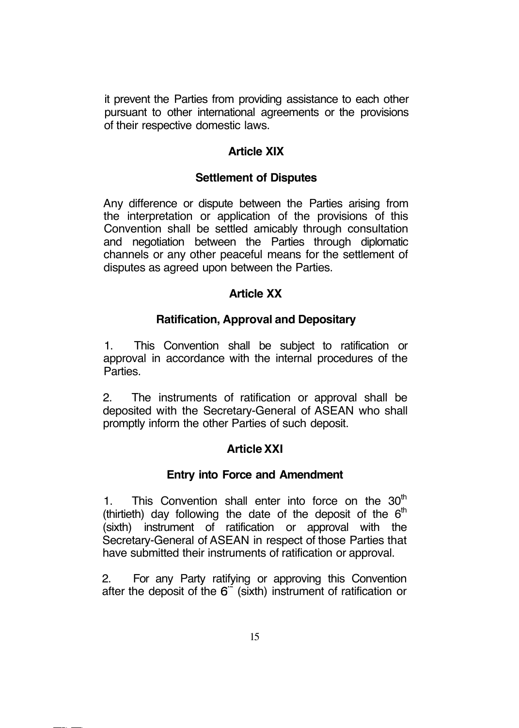it prevent the Parties from providing assistance to each other pursuant to other international agreements or the provisions of their respective domestic laws.

**Article XIX**

**Settlement of Disputes**

Any difference or dispute between the Parties arising from the interpretation or application of the provisions of this Convention shall be settled amicably through consultation and negotiation between the Parties through diplomatic channels or any other peaceful means for the settlement of disputes as agreed upon between the Parties.

**Article XX**

**Ratification, Approval and Depositary**

1. This Convention shall be subject to ratification or approval in accordance with the internal procedures of the Parties.

2. The instruments of ratification or approval shall be deposited with the Secretary-General of ASEAN who shall promptly inform the other Parties of such deposit.

**Article XXI**

**Entry into Force and Amendment**

1. This Convention shall enter into force on the 30th (thirtieth) day following the date of the deposit of the 6th (sixth) instrument of ratification or approval with the Secretary-General of ASEAN in respect of those Parties that have submitted their instruments of ratification or approval.

2. For any Party ratifying or approving this Convention after the deposit of the 6th (sixth) instrument of ratification or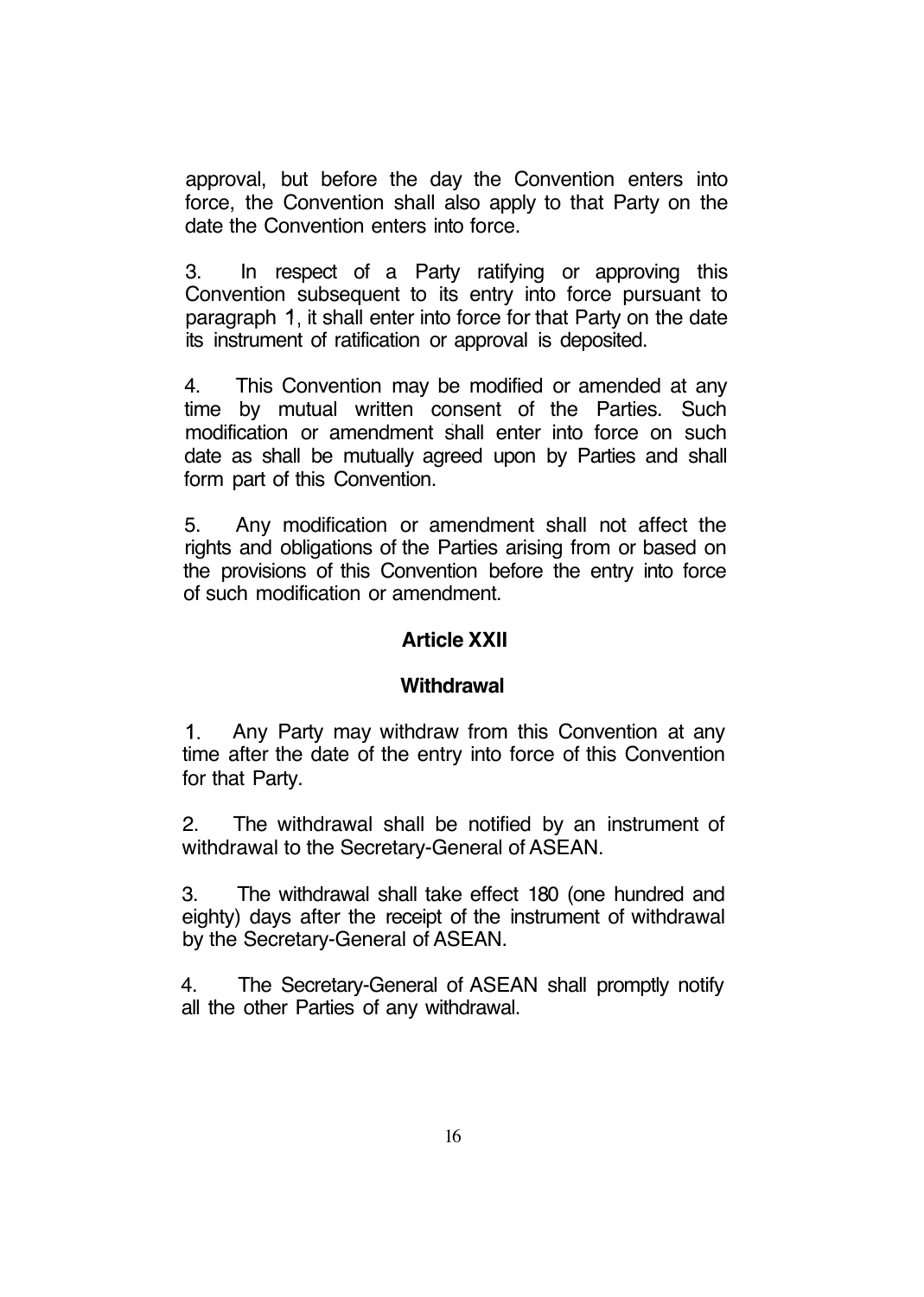approval, but before the day the Convention enters into force, the Convention shall also apply to that Party on the date the Convention enters into force.

3. In respect of a Party ratifying or approving this Convention subsequent to its entry into force pursuant to paragraph 1, it shall enter into force for that Party on the date its instrument of ratification or approval is deposited.

4. This Convention may be modified or amended at any time by mutual written consent of the Parties. Such modification or amendment shall enter into force on such date as shall be mutually agreed upon by Parties and shall form part of this Convention.

5. Any modification or amendment shall not affect the rights and obligations of the Parties arising from or based on the provisions of this Convention before the entry into force of such modification or amendment.

## Article XXII

## Withdrawal

1. Any Party may withdraw from this Convention at any time after the date of the entry into force of this Convention for that Party.

2. The withdrawal shall be notified by an instrument of withdrawal to the Secretary-General of ASEAN.

3. The withdrawal shall take effect 180 (one hundred and eighty) days after the receipt of the instrument of withdrawal by the Secretary-General of ASEAN.

4. The Secretary-General of ASEAN shall promptly notify all the other Parties of any withdrawal.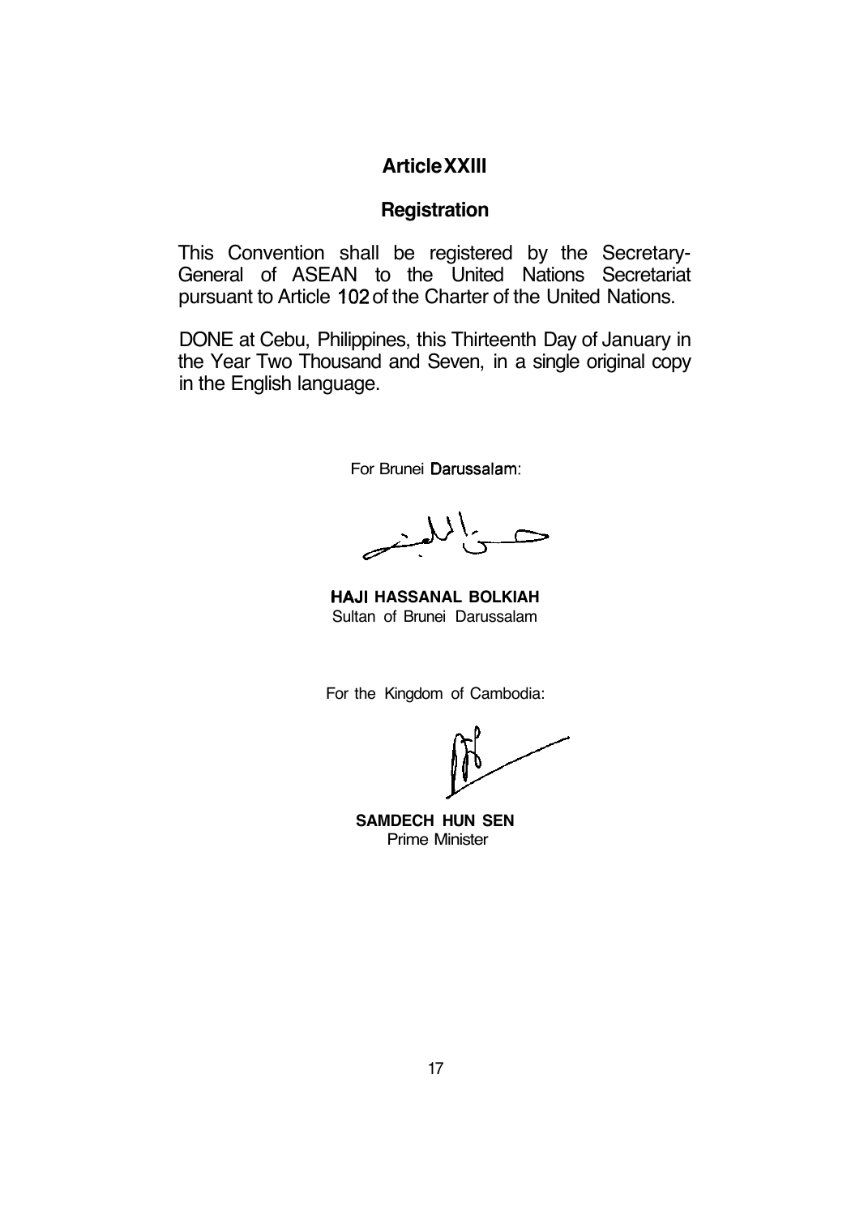## Article XXIII

## Registration

This Convention shall be registered by the Secretary-General of ASEAN to the United Nations Secretariat pursuant to Article 102 of the Charter of the United Nations.

DONE at Cebu, Philippines, this Thirteenth Day of January in the Year Two Thousand and Seven, in a single original copy in the English language.

For Brunei Darussalam:

**HAJI HASSANAL BOLKIAH**
Sultan of Brunei Darussalam

For the Kingdom of Cambodia:

**SAMDECH HUN SEN**
Prime Minister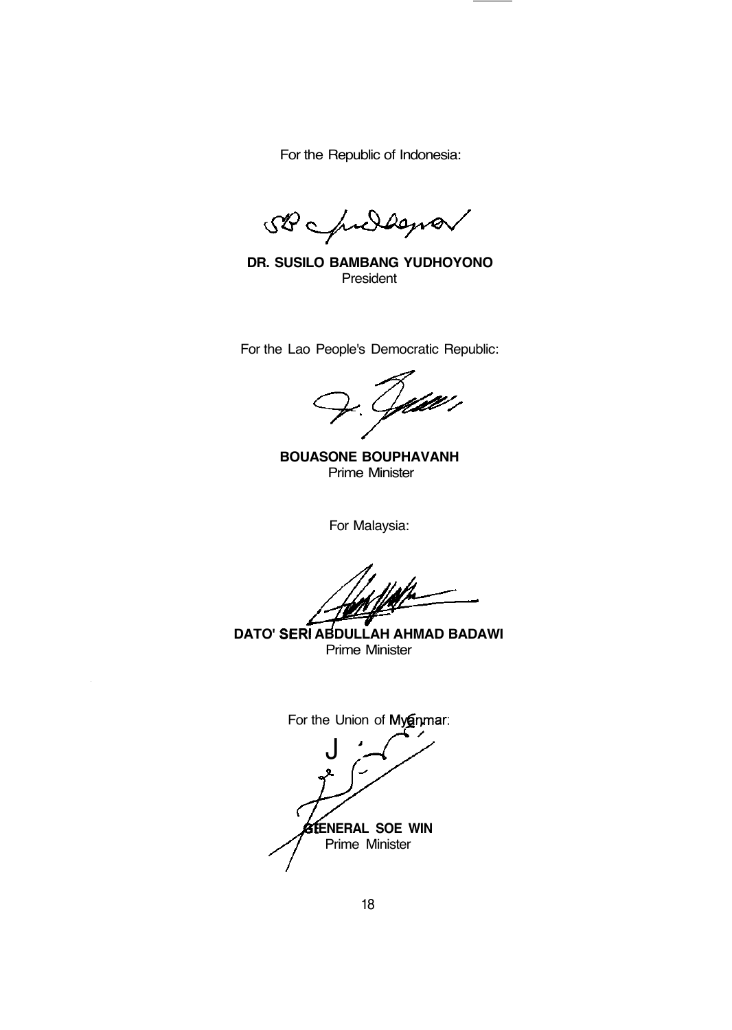For the Republic of Indonesia:

**DR. SUSILO BAMBANG YUDHOYONO**
President

For the Lao People's Democratic Republic:

**BOUASONE BOUPHAVANH**
Prime Minister

For Malaysia:

**DATO' SERI ABDULLAH AHMAD BADAWI**
Prime Minister

For the Union of Myanmar:

**GENERAL SOE WIN**
Prime Minister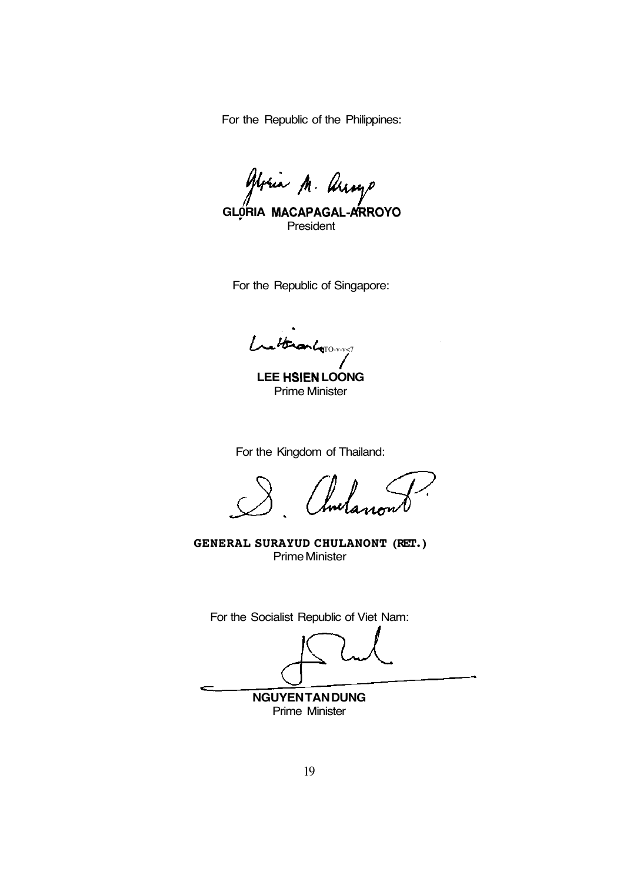For the Republic of the Philippines:

**GLORIA MACAPAGAL-ARROYO**
President

For the Republic of Singapore:

**LEE HSIEN LOONG**
Prime Minister

For the Kingdom of Thailand:

**GENERAL SURAYUD CHULANONT (RET.)**
Prime Minister

For the Socialist Republic of Viet Nam:

**NGUYEN TAN DUNG**
Prime Minister